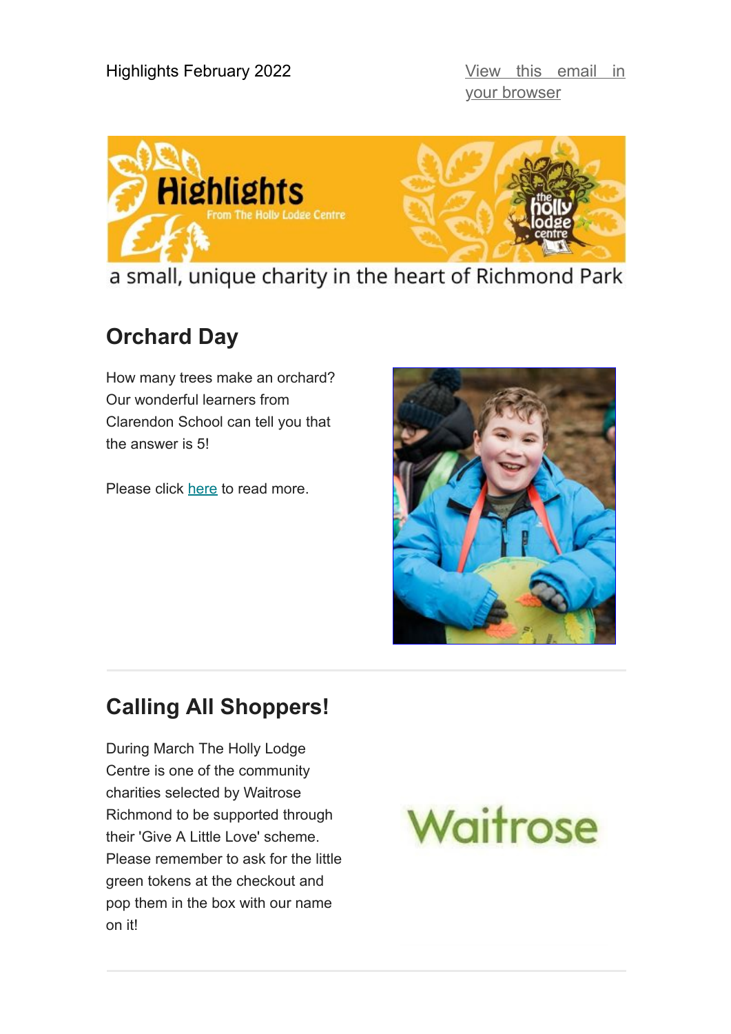Highlights February 2022

View this email in your browser

a small, unique charity in the heart of Richmond Park

## Orchard Day

How many trees make an orchard? Our wonderful learners from Clarendon School can tell you that the answer is 5!

Please click here to read more.

## Calling All Shoppers!

During March The Holly Lodge Centre is one of the community charities selected by Waitrose Richmond to be supported through their 'Give A Little Love' scheme. Please remember to ask for the little green tokens at the checkout and pop them in the box with our name on it!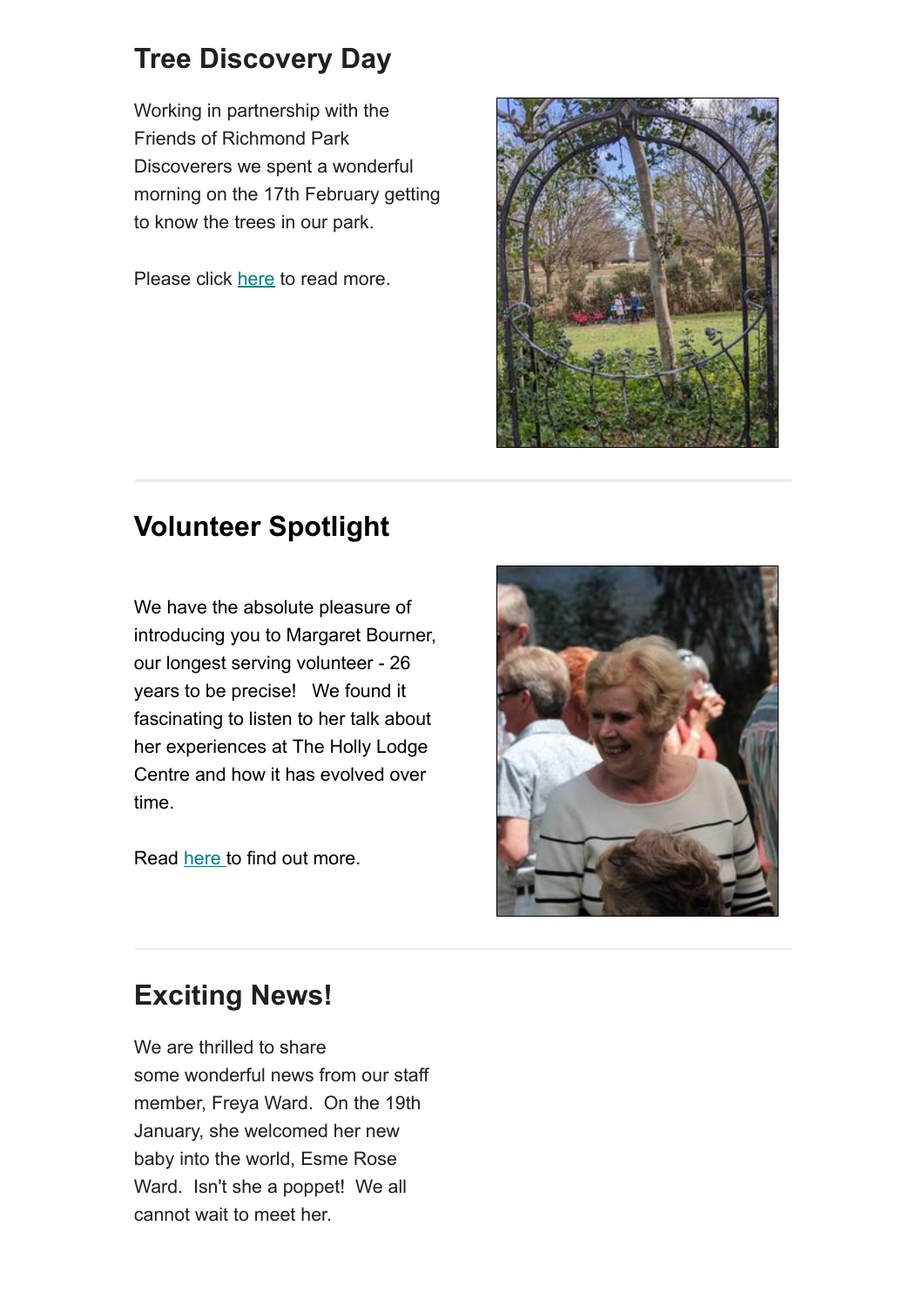## Tree Discovery Day

Working in partnership with the Friends of Richmond Park Discoverers we spent a wonderful morning on the 17th February getting to know the trees in our park.

Please click here to read more.

---

## Volunteer Spotlight

We have the absolute pleasure of introducing you to Margaret Bourner, our longest serving volunteer - 26 years to be precise! We found it fascinating to listen to her talk about her experiences at The Holly Lodge Centre and how it has evolved over time.

Read here to find out more.

---

## Exciting News!

We are thrilled to share some wonderful news from our staff member, Freya Ward. On the 19th January, she welcomed her new baby into the world, Esme Rose Ward. Isn't she a poppet! We all cannot wait to meet her.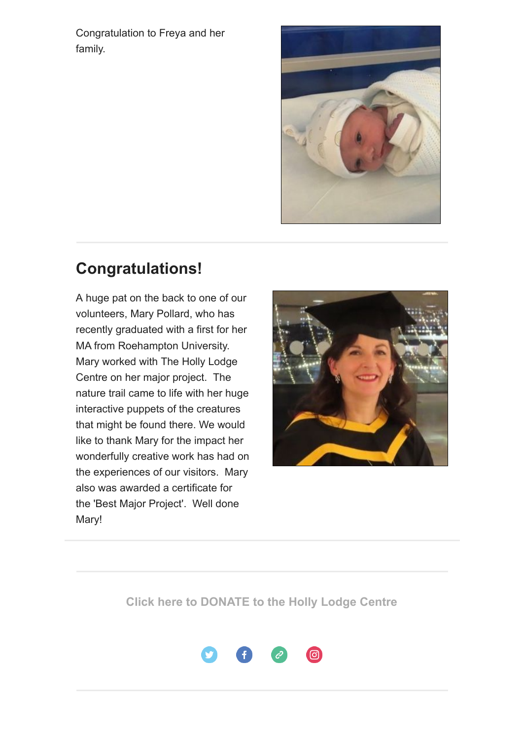Congratulation to Freya and her family.

---

## Congratulations!

A huge pat on the back to one of our volunteers, Mary Pollard, who has recently graduated with a first for her MA from Roehampton University. Mary worked with The Holly Lodge Centre on her major project. The nature trail came to life with her huge interactive puppets of the creatures that might be found there. We would like to thank Mary for the impact her wonderfully creative work has had on the experiences of our visitors. Mary also was awarded a certificate for the 'Best Major Project'. Well done Mary!

---

**Click here to DONATE to the Holly Lodge Centre**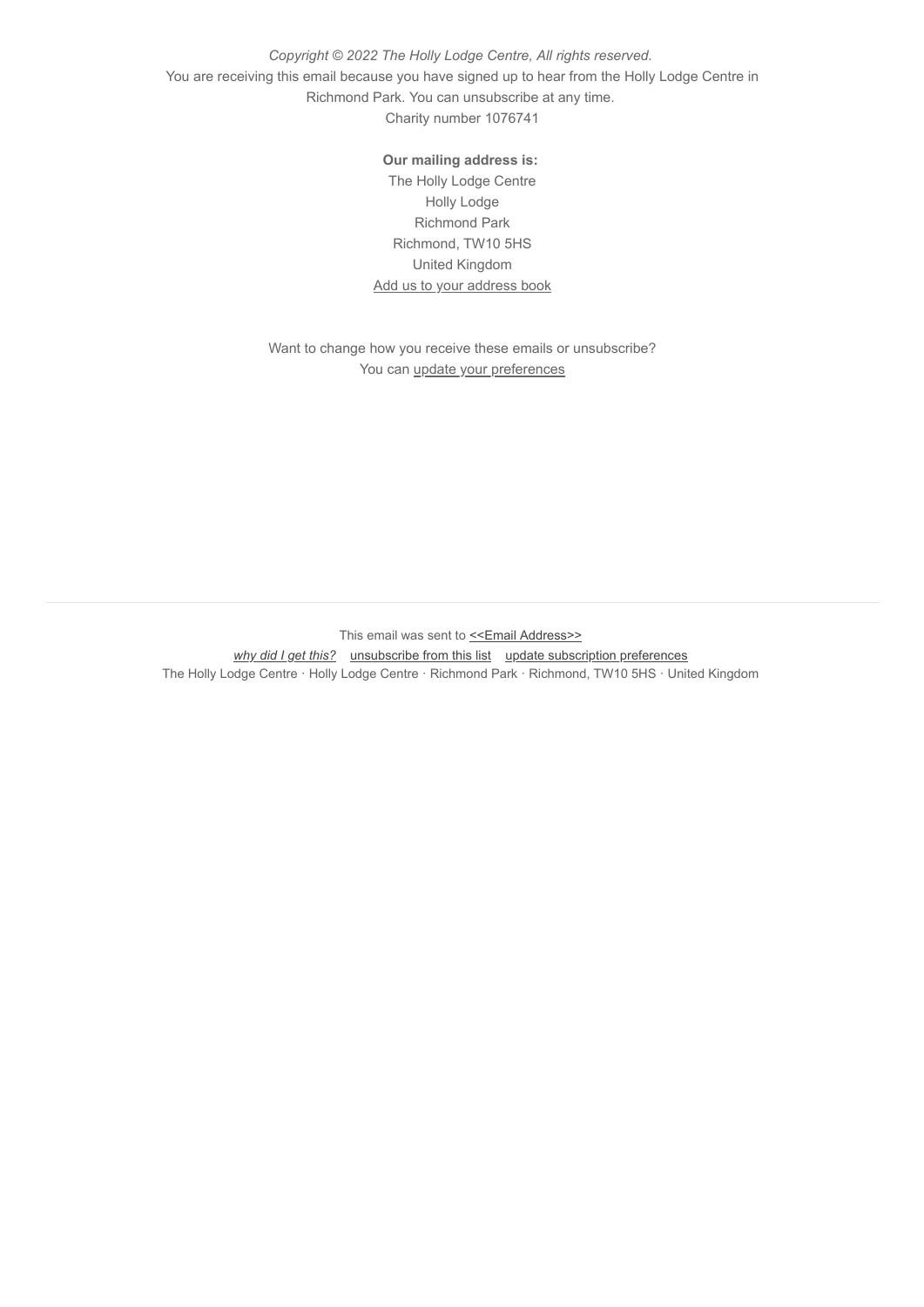*Copyright © 2022 The Holly Lodge Centre, All rights reserved.*
You are receiving this email because you have signed up to hear from the Holly Lodge Centre in Richmond Park. You can unsubscribe at any time.
Charity number 1076741

**Our mailing address is:**
The Holly Lodge Centre
Holly Lodge
Richmond Park
Richmond, TW10 5HS
United Kingdom
Add us to your address book

Want to change how you receive these emails or unsubscribe?
You can update your preferences

---

This email was sent to <<Email Address>>
*why did I get this?* unsubscribe from this list update subscription preferences
The Holly Lodge Centre · Holly Lodge Centre · Richmond Park · Richmond, TW10 5HS · United Kingdom